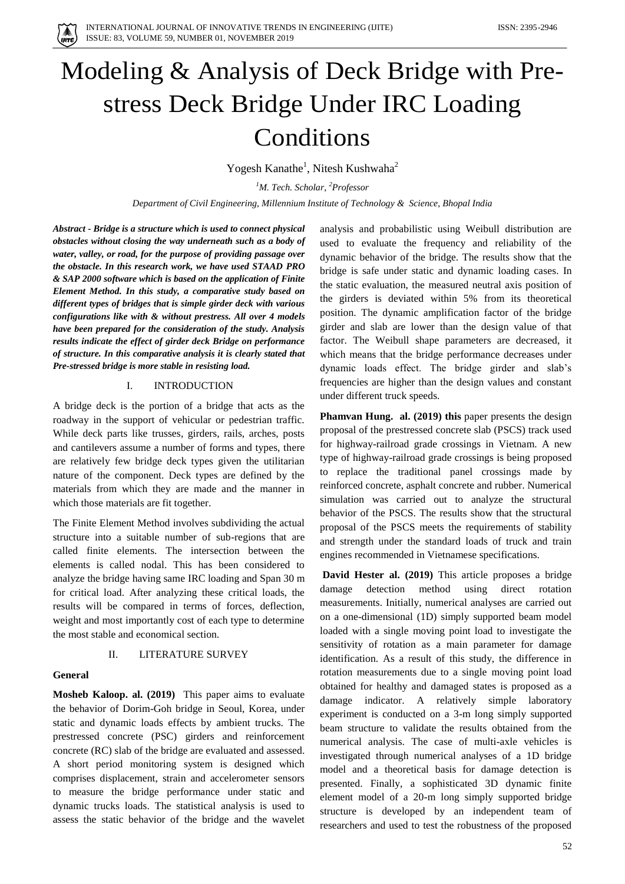# Modeling & Analysis of Deck Bridge with Pre-stress Deck Bridge Under IRC Loading Conditions

Yogesh Kanathe[1], Nitesh Kushwaha[2]

[1]*M. Tech. Scholar,* [2]*Professor*

*Department of Civil Engineering, Millennium Institute of Technology & Science, Bhopal India*

***Abstract - Bridge is a structure which is used to connect physical obstacles without closing the way underneath such as a body of water, valley, or road, for the purpose of providing passage over the obstacle. In this research work, we have used STAAD PRO & SAP 2000 software which is based on the application of Finite Element Method. In this study, a comparative study based on different types of bridges that is simple girder deck with various configurations like with & without prestress. All over 4 models have been prepared for the consideration of the study. Analysis results indicate the effect of girder deck Bridge on performance of structure. In this comparative analysis it is clearly stated that Pre-stressed bridge is more stable in resisting load.***

## I. INTRODUCTION

A bridge deck is the portion of a bridge that acts as the roadway in the support of vehicular or pedestrian traffic. While deck parts like trusses, girders, rails, arches, posts and cantilevers assume a number of forms and types, there are relatively few bridge deck types given the utilitarian nature of the component. Deck types are defined by the materials from which they are made and the manner in which those materials are fit together.

The Finite Element Method involves subdividing the actual structure into a suitable number of sub-regions that are called finite elements. The intersection between the elements is called nodal. This has been considered to analyze the bridge having same IRC loading and Span 30 m for critical load. After analyzing these critical loads, the results will be compared in terms of forces, deflection, weight and most importantly cost of each type to determine the most stable and economical section.

## II. LITERATURE SURVEY

### General

**Mosheb Kaloop. al. (2019)** This paper aims to evaluate the behavior of Dorim-Goh bridge in Seoul, Korea, under static and dynamic loads effects by ambient trucks. The prestressed concrete (PSC) girders and reinforcement concrete (RC) slab of the bridge are evaluated and assessed. A short period monitoring system is designed which comprises displacement, strain and accelerometer sensors to measure the bridge performance under static and dynamic trucks loads. The statistical analysis is used to assess the static behavior of the bridge and the wavelet analysis and probabilistic using Weibull distribution are used to evaluate the frequency and reliability of the dynamic behavior of the bridge. The results show that the bridge is safe under static and dynamic loading cases. In the static evaluation, the measured neutral axis position of the girders is deviated within 5% from its theoretical position. The dynamic amplification factor of the bridge girder and slab are lower than the design value of that factor. The Weibull shape parameters are decreased, it which means that the bridge performance decreases under dynamic loads effect. The bridge girder and slab's frequencies are higher than the design values and constant under different truck speeds.

**Phamvan Hung. al. (2019) this** paper presents the design proposal of the prestressed concrete slab (PSCS) track used for highway-railroad grade crossings in Vietnam. A new type of highway-railroad grade crossings is being proposed to replace the traditional panel crossings made by reinforced concrete, asphalt concrete and rubber. Numerical simulation was carried out to analyze the structural behavior of the PSCS. The results show that the structural proposal of the PSCS meets the requirements of stability and strength under the standard loads of truck and train engines recommended in Vietnamese specifications.

**David Hester al. (2019)** This article proposes a bridge damage detection method using direct rotation measurements. Initially, numerical analyses are carried out on a one-dimensional (1D) simply supported beam model loaded with a single moving point load to investigate the sensitivity of rotation as a main parameter for damage identification. As a result of this study, the difference in rotation measurements due to a single moving point load obtained for healthy and damaged states is proposed as a damage indicator. A relatively simple laboratory experiment is conducted on a 3-m long simply supported beam structure to validate the results obtained from the numerical analysis. The case of multi-axle vehicles is investigated through numerical analyses of a 1D bridge model and a theoretical basis for damage detection is presented. Finally, a sophisticated 3D dynamic finite element model of a 20-m long simply supported bridge structure is developed by an independent team of researchers and used to test the robustness of the proposed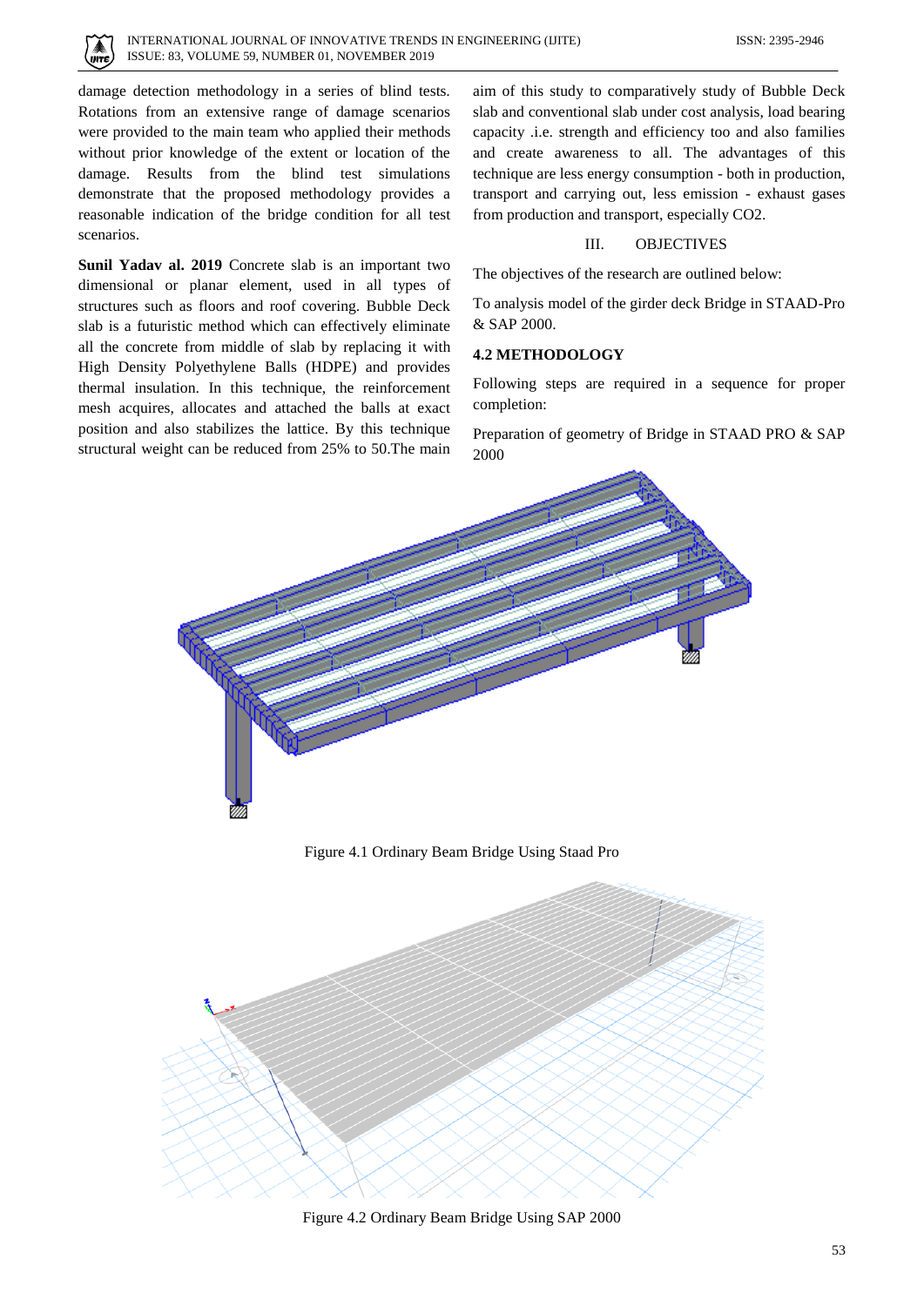damage detection methodology in a series of blind tests. Rotations from an extensive range of damage scenarios were provided to the main team who applied their methods without prior knowledge of the extent or location of the damage. Results from the blind test simulations demonstrate that the proposed methodology provides a reasonable indication of the bridge condition for all test scenarios.

**Sunil Yadav al. 2019** Concrete slab is an important two dimensional or planar element, used in all types of structures such as floors and roof covering. Bubble Deck slab is a futuristic method which can effectively eliminate all the concrete from middle of slab by replacing it with High Density Polyethylene Balls (HDPE) and provides thermal insulation. In this technique, the reinforcement mesh acquires, allocates and attached the balls at exact position and also stabilizes the lattice. By this technique structural weight can be reduced from 25% to 50.The main aim of this study to comparatively study of Bubble Deck slab and conventional slab under cost analysis, load bearing capacity .i.e. strength and efficiency too and also families and create awareness to all. The advantages of this technique are less energy consumption - both in production, transport and carrying out, less emission - exhaust gases from production and transport, especially $CO_2$.

## III. OBJECTIVES

The objectives of the research are outlined below:

To analysis model of the girder deck Bridge in STAAD-Pro & SAP 2000.

### 4.2 METHODOLOGY

Following steps are required in a sequence for proper completion:

Preparation of geometry of Bridge in STAAD PRO & SAP 2000

Figure 4.1 Ordinary Beam Bridge Using Staad Pro

Figure 4.2 Ordinary Beam Bridge Using SAP 2000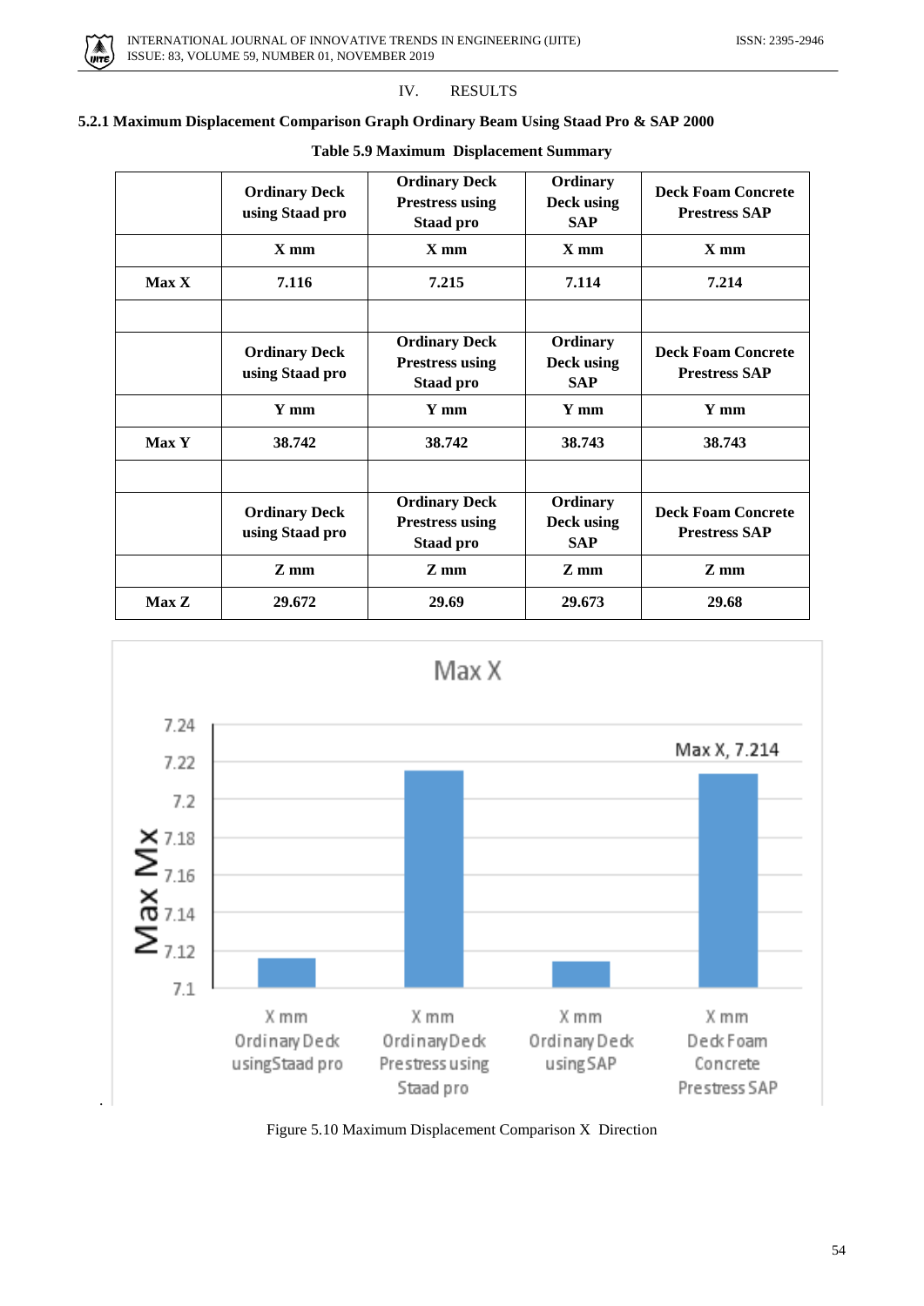# IV. RESULTS

### 5.2.1 Maximum Displacement Comparison Graph Ordinary Beam Using Staad Pro & SAP 2000

**Table 5.9 Maximum Displacement Summary**

| | Ordinary Deck using Staad pro | Ordinary Deck Prestress using Staad pro | Ordinary Deck using SAP | Deck Foam Concrete Prestress SAP |
|---|---|---|---|---|
| | X mm | X mm | X mm | X mm |
| Max X | 7.116 | 7.215 | 7.114 | 7.214 |
| | | | | |
| | Ordinary Deck using Staad pro | Ordinary Deck Prestress using Staad pro | Ordinary Deck using SAP | Deck Foam Concrete Prestress SAP |
| | Y mm | Y mm | Y mm | Y mm |
| Max Y | 38.742 | 38.742 | 38.743 | 38.743 |
| | | | | |
| | Ordinary Deck using Staad pro | Ordinary Deck Prestress using Staad pro | Ordinary Deck using SAP | Deck Foam Concrete Prestress SAP |
| | Z mm | Z mm | Z mm | Z mm |
| Max Z | 29.672 | 29.69 | 29.673 | 29.68 |

Figure 5.10 Maximum Displacement Comparison X Direction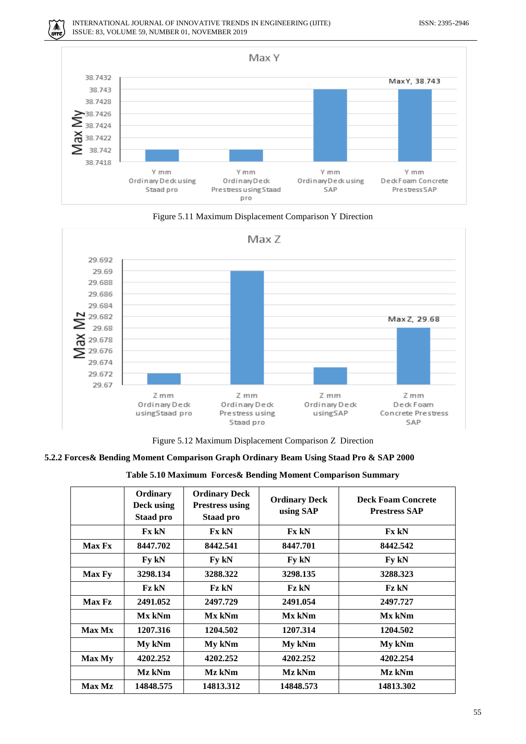Figure 5.11 Maximum Displacement Comparison Y Direction

Figure 5.12 Maximum Displacement Comparison Z Direction

**5.2.2 Forces& Bending Moment Comparison Graph Ordinary Beam Using Staad Pro & SAP 2000**

**Table 5.10 Maximum Forces& Bending Moment Comparison Summary**

| | Ordinary Deck using Staad pro | Ordinary Deck Prestress using Staad pro | Ordinary Deck using SAP | Deck Foam Concrete Prestress SAP |
|---|---|---|---|---|
| | Fx kN | Fx kN | Fx kN | Fx kN |
| Max Fx | 8447.702 | 8442.541 | 8447.701 | 8442.542 |
| | Fy kN | Fy kN | Fy kN | Fy kN |
| Max Fy | 3298.134 | 3288.322 | 3298.135 | 3288.323 |
| | Fz kN | Fz kN | Fz kN | Fz kN |
| Max Fz | 2491.052 | 2497.729 | 2491.054 | 2497.727 |
| | Mx kNm | Mx kNm | Mx kNm | Mx kNm |
| Max Mx | 1207.316 | 1204.502 | 1207.314 | 1204.502 |
| | My kNm | My kNm | My kNm | My kNm |
| Max My | 4202.252 | 4202.252 | 4202.252 | 4202.254 |
| | Mz kNm | Mz kNm | Mz kNm | Mz kNm |
| Max Mz | 14848.575 | 14813.312 | 14848.573 | 14813.302 |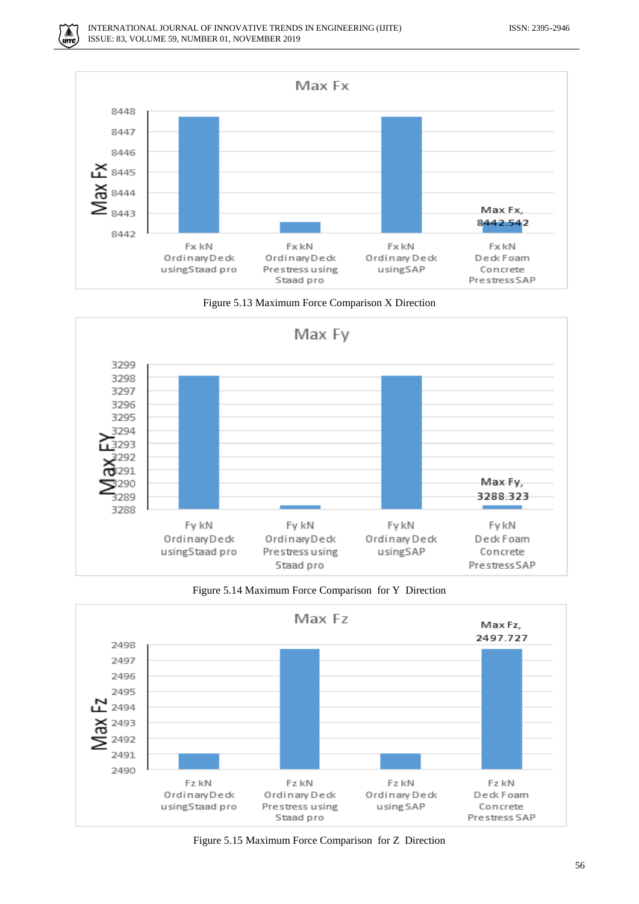Figure 5.13 Maximum Force Comparison X Direction

Figure 5.14 Maximum Force Comparison for Y Direction

Figure 5.15 Maximum Force Comparison for Z Direction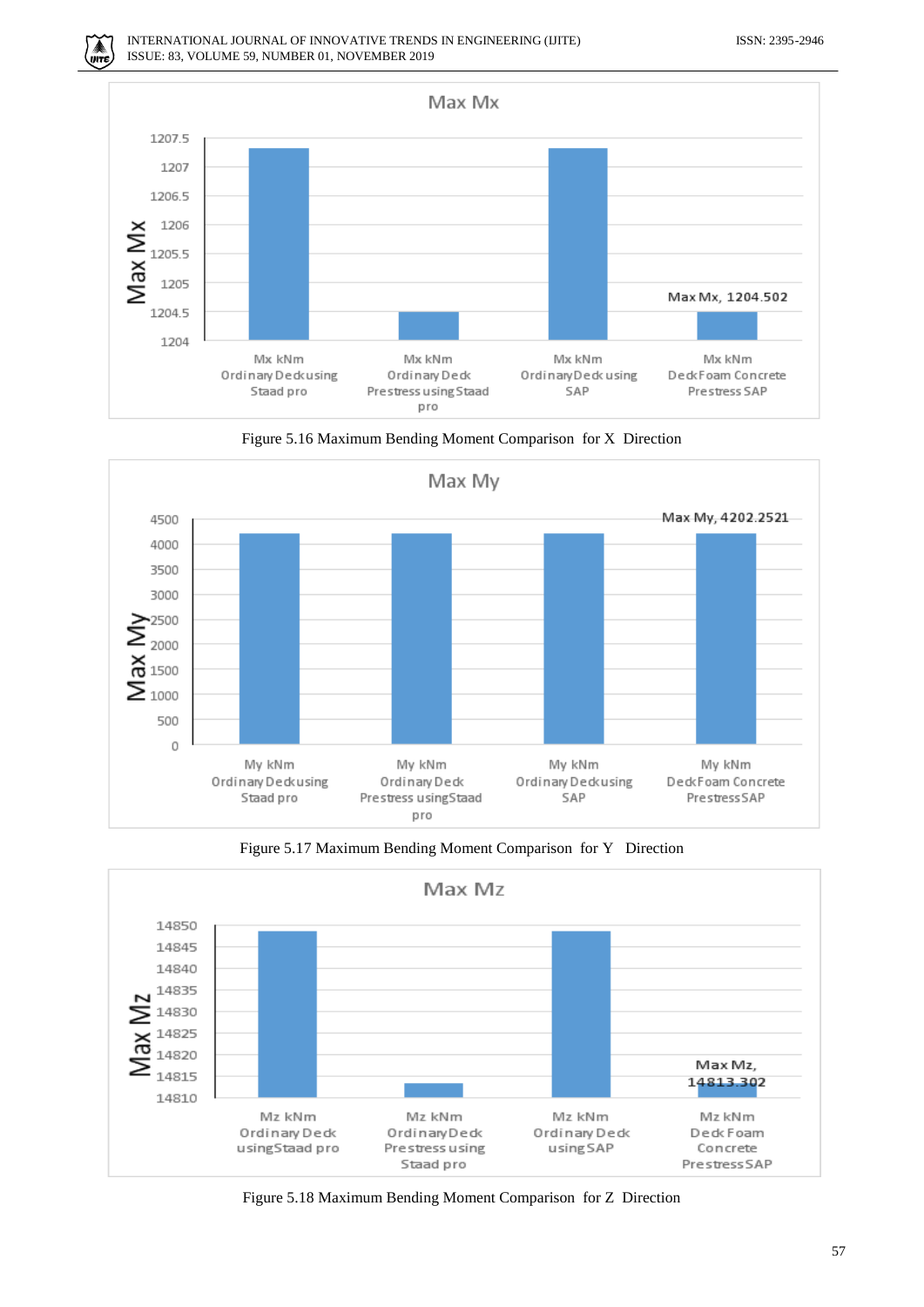Max Mx

| | Mx kNm Ordinary Deck using Staad pro | Mx kNm Ordinary Deck Prestress using Staad pro | Mx kNm Ordinary Deck using SAP | Mx kNm Deck Foam Concrete Prestress SAP |
|---|---|---|---|---|
| Max Mx | | | | 1204.502 |

Figure 5.16 Maximum Bending Moment Comparison for X Direction

Max My

| | My kNm Ordinary Deck using Staad pro | My kNm Ordinary Deck Prestress using Staad pro | My kNm Ordinary Deck using SAP | My kNm Deck Foam Concrete Prestress SAP |
|---|---|---|---|---|
| Max My | | | | 4202.2521 |

Figure 5.17 Maximum Bending Moment Comparison for Y Direction

Max Mz

| | Mz kNm Ordinary Deck using Staad pro | Mz kNm Ordinary Deck Prestress using Staad pro | Mz kNm Ordinary Deck using SAP | Mz kNm Deck Foam Concrete Prestress SAP |
|---|---|---|---|---|
| Max Mz | | | | 14813.302 |

Figure 5.18 Maximum Bending Moment Comparison for Z Direction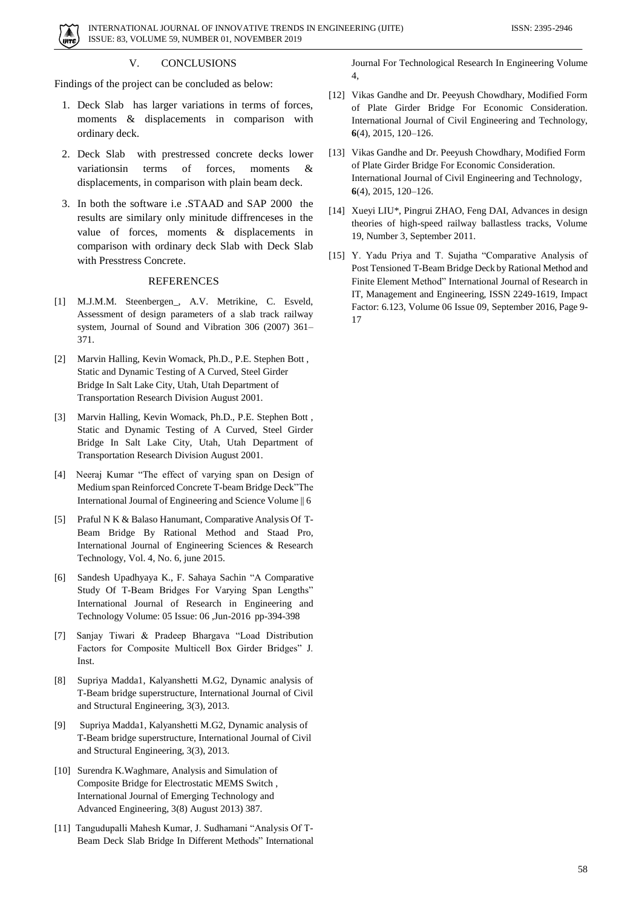## V. CONCLUSIONS

Findings of the project can be concluded as below:

1. Deck Slab has larger variations in terms of forces, moments & displacements in comparison with ordinary deck.
2. Deck Slab with prestressed concrete decks lower variationsin terms of forces, moments & displacements, in comparison with plain beam deck.
3. In both the software i.e .STAAD and SAP 2000 the results are similary only minitude diffrenceses in the value of forces, moments & displacements in comparison with ordinary deck Slab with Deck Slab with Presstress Concrete.

## REFERENCES

[1] M.J.M.M. Steenbergen_, A.V. Metrikine, C. Esveld, Assessment of design parameters of a slab track railway system, Journal of Sound and Vibration 306 (2007) 361–371.

[2] Marvin Halling, Kevin Womack, Ph.D., P.E. Stephen Bott , Static and Dynamic Testing of A Curved, Steel Girder Bridge In Salt Lake City, Utah, Utah Department of Transportation Research Division August 2001.

[3] Marvin Halling, Kevin Womack, Ph.D., P.E. Stephen Bott , Static and Dynamic Testing of A Curved, Steel Girder Bridge In Salt Lake City, Utah, Utah Department of Transportation Research Division August 2001.

[4] Neeraj Kumar "The effect of varying span on Design of Medium span Reinforced Concrete T-beam Bridge Deck"The International Journal of Engineering and Science Volume || 6

[5] Praful N K & Balaso Hanumant, Comparative Analysis Of T-Beam Bridge By Rational Method and Staad Pro, International Journal of Engineering Sciences & Research Technology, Vol. 4, No. 6, june 2015.

[6] Sandesh Upadhyaya K., F. Sahaya Sachin "A Comparative Study Of T-Beam Bridges For Varying Span Lengths" International Journal of Research in Engineering and Technology Volume: 05 Issue: 06 ,Jun-2016 pp-394-398

[7] Sanjay Tiwari & Pradeep Bhargava "Load Distribution Factors for Composite Multicell Box Girder Bridges" J. Inst.

[8] Supriya Madda1, Kalyanshetti M.G2, Dynamic analysis of T-Beam bridge superstructure, International Journal of Civil and Structural Engineering, 3(3), 2013.

[9] Supriya Madda1, Kalyanshetti M.G2, Dynamic analysis of T-Beam bridge superstructure, International Journal of Civil and Structural Engineering, 3(3), 2013.

[10] Surendra K.Waghmare, Analysis and Simulation of Composite Bridge for Electrostatic MEMS Switch , International Journal of Emerging Technology and Advanced Engineering, 3(8) August 2013) 387.

[11] Tangudupalli Mahesh Kumar, J. Sudhamani "Analysis Of T-Beam Deck Slab Bridge In Different Methods" International Journal For Technological Research In Engineering Volume 4,

[12] Vikas Gandhe and Dr. Peeyush Chowdhary, Modified Form of Plate Girder Bridge For Economic Consideration. International Journal of Civil Engineering and Technology, **6**(4), 2015, 120–126.

[13] Vikas Gandhe and Dr. Peeyush Chowdhary, Modified Form of Plate Girder Bridge For Economic Consideration. International Journal of Civil Engineering and Technology, **6**(4), 2015, 120–126.

[14] Xueyi LIU*, Pingrui ZHAO, Feng DAI, Advances in design theories of high-speed railway ballastless tracks, Volume 19, Number 3, September 2011.

[15] Y. Yadu Priya and T. Sujatha "Comparative Analysis of Post Tensioned T-Beam Bridge Deck by Rational Method and Finite Element Method" International Journal of Research in IT, Management and Engineering, ISSN 2249-1619, Impact Factor: 6.123, Volume 06 Issue 09, September 2016, Page 9-17